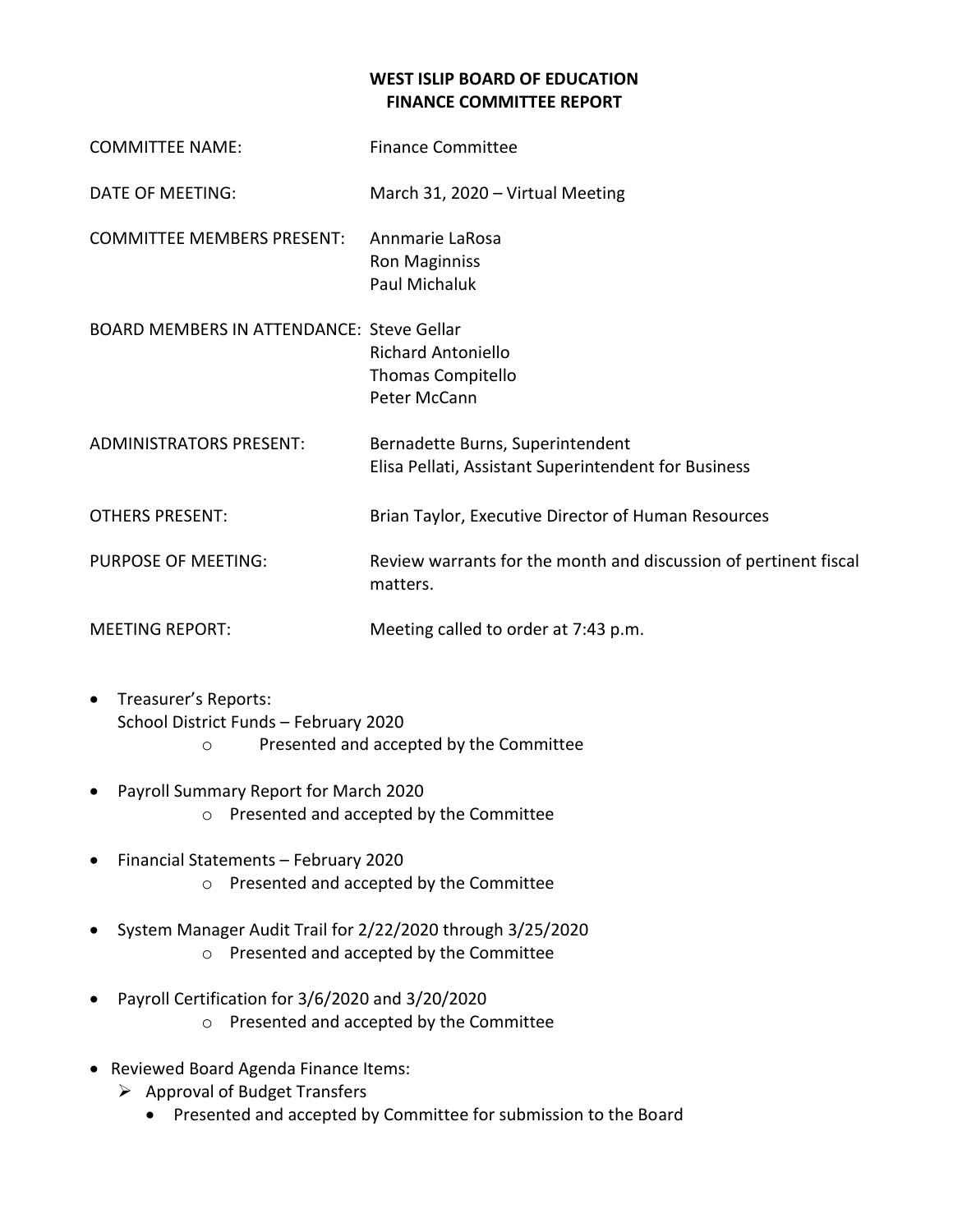**WEST ISLIP BOARD OF EDUCATION**
**FINANCE COMMITTEE REPORT**

COMMITTEE NAME: Finance Committee

DATE OF MEETING: March 31, 2020 – Virtual Meeting

COMMITTEE MEMBERS PRESENT: Annmarie LaRosa
Ron Maginniss
Paul Michaluk

BOARD MEMBERS IN ATTENDANCE: Steve Gellar
Richard Antoniello
Thomas Compitello
Peter McCann

ADMINISTRATORS PRESENT: Bernadette Burns, Superintendent
Elisa Pellati, Assistant Superintendent for Business

OTHERS PRESENT: Brian Taylor, Executive Director of Human Resources

PURPOSE OF MEETING: Review warrants for the month and discussion of pertinent fiscal matters.

MEETING REPORT: Meeting called to order at 7:43 p.m.

- Treasurer's Reports:
  School District Funds – February 2020
  - Presented and accepted by the Committee
- Payroll Summary Report for March 2020
  - Presented and accepted by the Committee
- Financial Statements – February 2020
  - Presented and accepted by the Committee
- System Manager Audit Trail for 2/22/2020 through 3/25/2020
  - Presented and accepted by the Committee
- Payroll Certification for 3/6/2020 and 3/20/2020
  - Presented and accepted by the Committee
- Reviewed Board Agenda Finance Items:
  - Approval of Budget Transfers
    - Presented and accepted by Committee for submission to the Board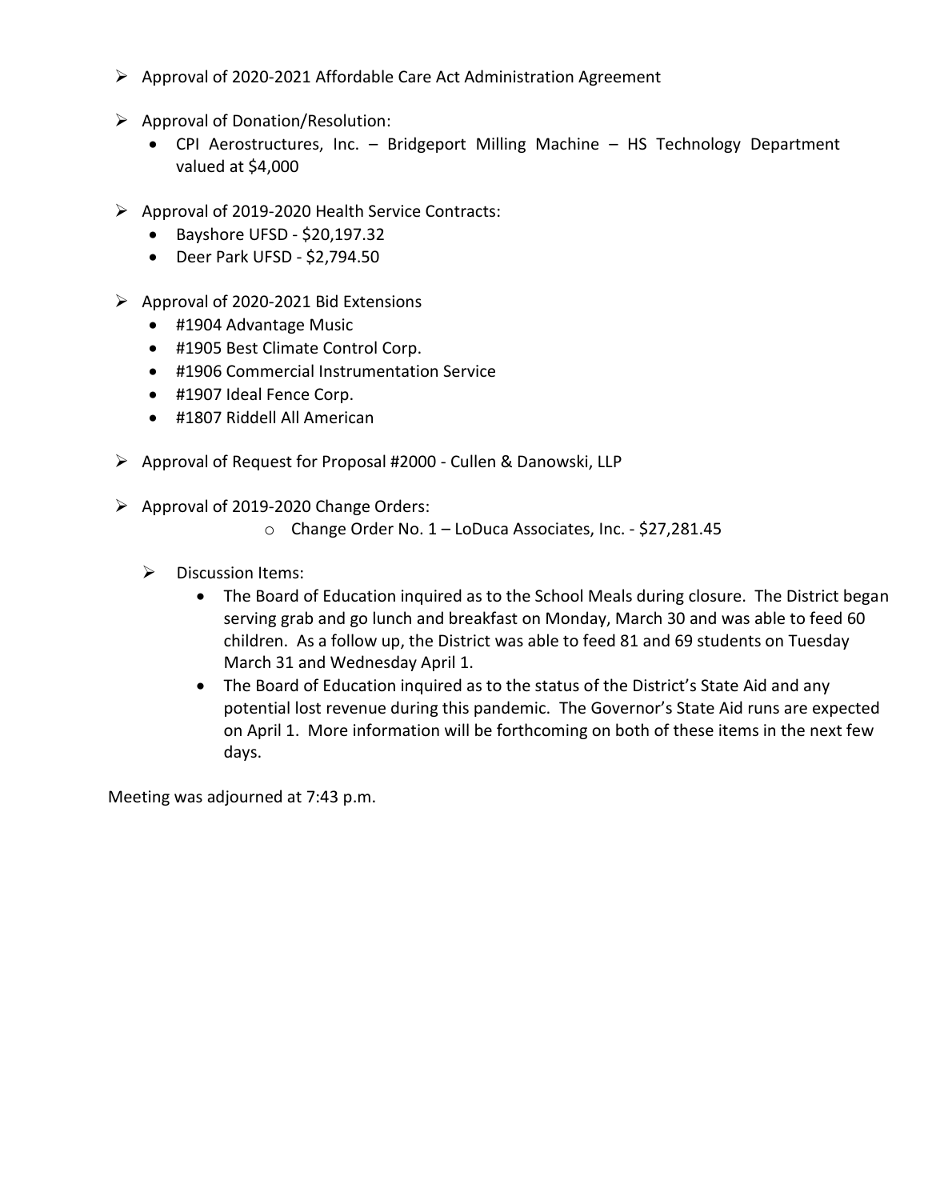- Approval of 2020-2021 Affordable Care Act Administration Agreement

- Approval of Donation/Resolution:
  - CPI Aerostructures, Inc. – Bridgeport Milling Machine – HS Technology Department valued at $4,000

- Approval of 2019-2020 Health Service Contracts:
  - Bayshore UFSD - $20,197.32
  - Deer Park UFSD - $2,794.50

- Approval of 2020-2021 Bid Extensions
  - #1904 Advantage Music
  - #1905 Best Climate Control Corp.
  - #1906 Commercial Instrumentation Service
  - #1907 Ideal Fence Corp.
  - #1807 Riddell All American

- Approval of Request for Proposal #2000 - Cullen & Danowski, LLP

- Approval of 2019-2020 Change Orders:
  - Change Order No. 1 – LoDuca Associates, Inc. - $27,281.45

  - Discussion Items:
    - The Board of Education inquired as to the School Meals during closure. The District began serving grab and go lunch and breakfast on Monday, March 30 and was able to feed 60 children. As a follow up, the District was able to feed 81 and 69 students on Tuesday March 31 and Wednesday April 1.
    - The Board of Education inquired as to the status of the District's State Aid and any potential lost revenue during this pandemic. The Governor's State Aid runs are expected on April 1. More information will be forthcoming on both of these items in the next few days.

Meeting was adjourned at 7:43 p.m.